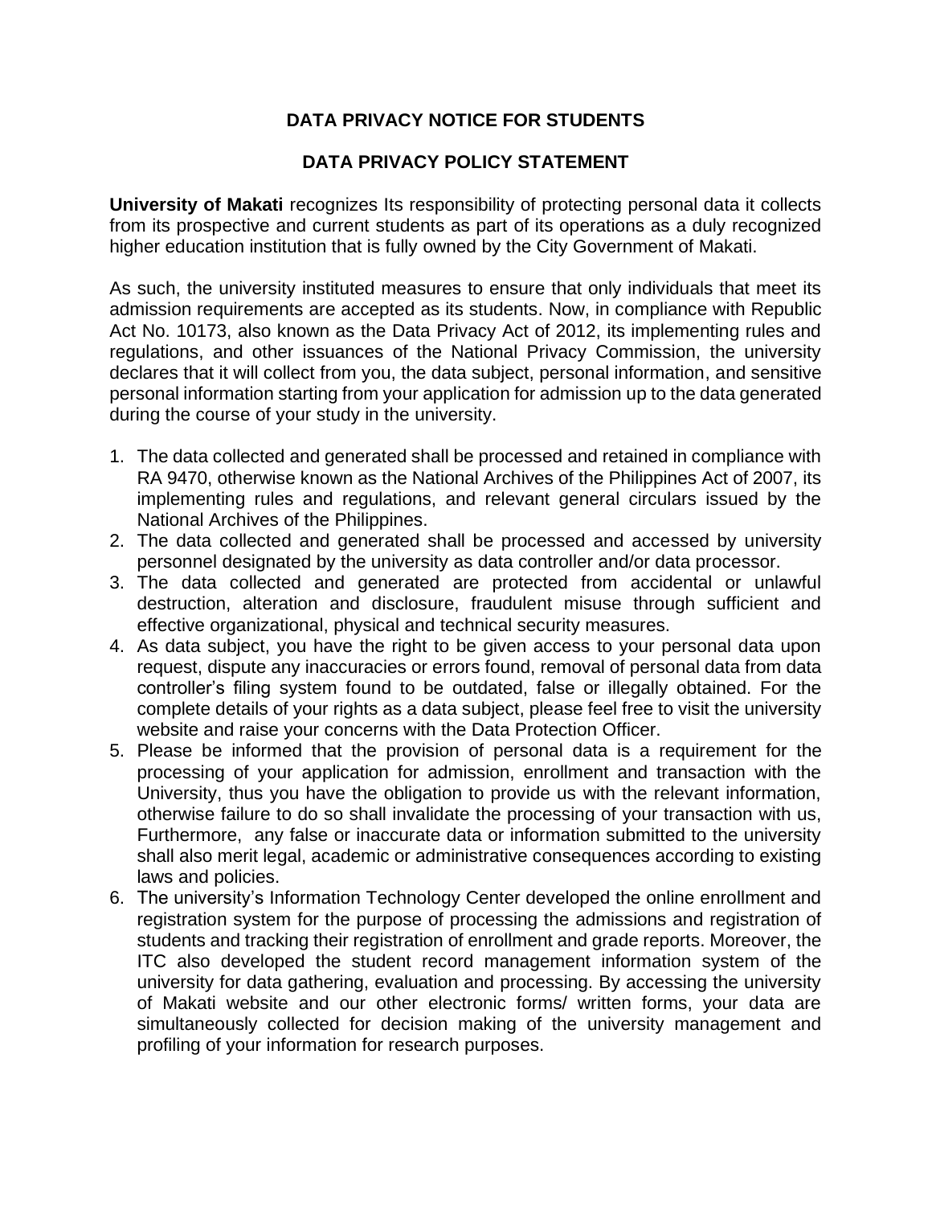# DATA PRIVACY NOTICE FOR STUDENTS

## DATA PRIVACY POLICY STATEMENT

**University of Makati** recognizes Its responsibility of protecting personal data it collects from its prospective and current students as part of its operations as a duly recognized higher education institution that is fully owned by the City Government of Makati.

As such, the university instituted measures to ensure that only individuals that meet its admission requirements are accepted as its students. Now, in compliance with Republic Act No. 10173, also known as the Data Privacy Act of 2012, its implementing rules and regulations, and other issuances of the National Privacy Commission, the university declares that it will collect from you, the data subject, personal information, and sensitive personal information starting from your application for admission up to the data generated during the course of your study in the university.

1. The data collected and generated shall be processed and retained in compliance with RA 9470, otherwise known as the National Archives of the Philippines Act of 2007, its implementing rules and regulations, and relevant general circulars issued by the National Archives of the Philippines.
2. The data collected and generated shall be processed and accessed by university personnel designated by the university as data controller and/or data processor.
3. The data collected and generated are protected from accidental or unlawful destruction, alteration and disclosure, fraudulent misuse through sufficient and effective organizational, physical and technical security measures.
4. As data subject, you have the right to be given access to your personal data upon request, dispute any inaccuracies or errors found, removal of personal data from data controller's filing system found to be outdated, false or illegally obtained. For the complete details of your rights as a data subject, please feel free to visit the university website and raise your concerns with the Data Protection Officer.
5. Please be informed that the provision of personal data is a requirement for the processing of your application for admission, enrollment and transaction with the University, thus you have the obligation to provide us with the relevant information, otherwise failure to do so shall invalidate the processing of your transaction with us, Furthermore, any false or inaccurate data or information submitted to the university shall also merit legal, academic or administrative consequences according to existing laws and policies.
6. The university's Information Technology Center developed the online enrollment and registration system for the purpose of processing the admissions and registration of students and tracking their registration of enrollment and grade reports. Moreover, the ITC also developed the student record management information system of the university for data gathering, evaluation and processing. By accessing the university of Makati website and our other electronic forms/ written forms, your data are simultaneously collected for decision making of the university management and profiling of your information for research purposes.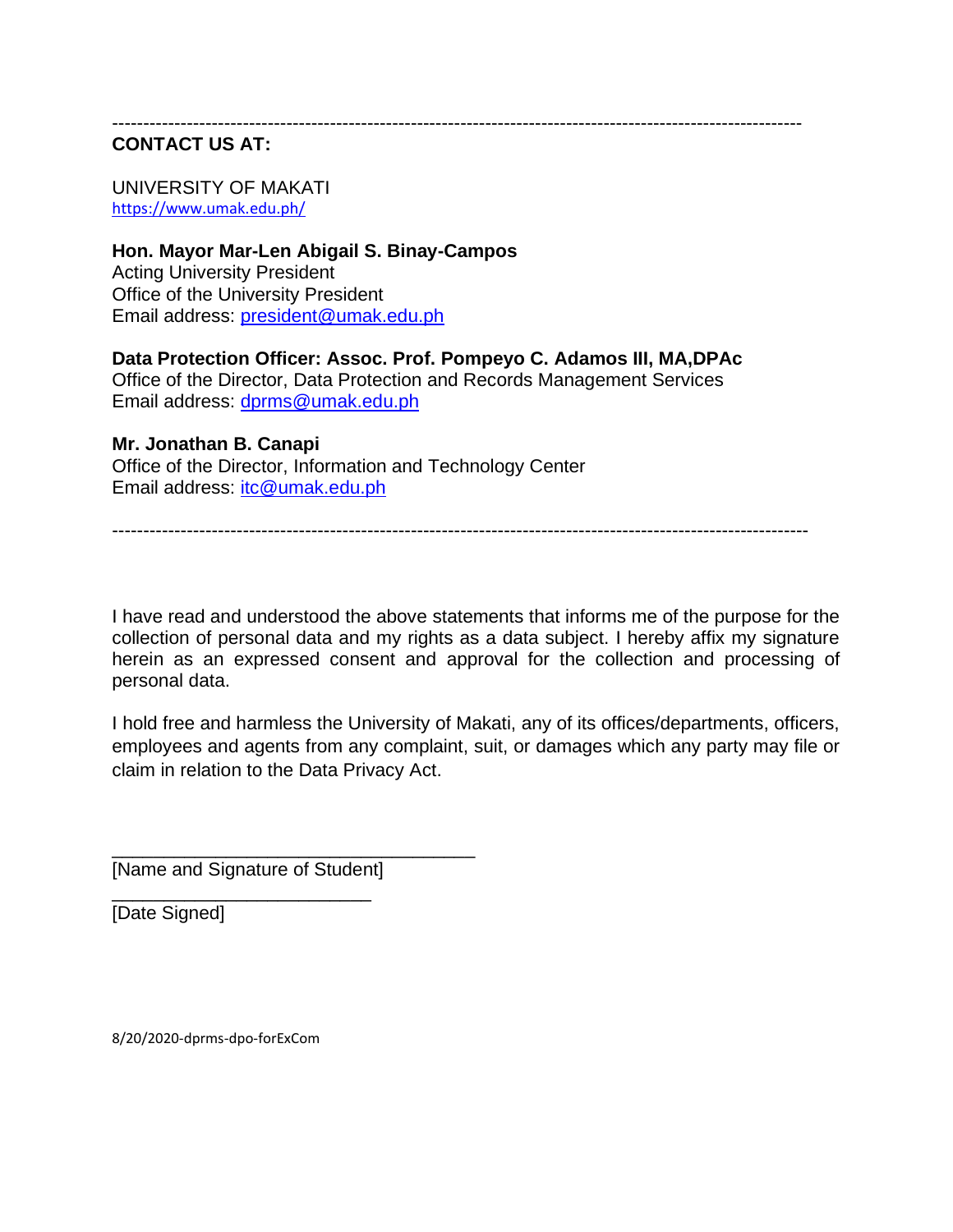---

**CONTACT US AT:**

UNIVERSITY OF MAKATI
https://www.umak.edu.ph/

**Hon. Mayor Mar-Len Abigail S. Binay-Campos**
Acting University President
Office of the University President
Email address: president@umak.edu.ph

**Data Protection Officer: Assoc. Prof. Pompeyo C. Adamos III, MA,DPAc**
Office of the Director, Data Protection and Records Management Services
Email address: dprms@umak.edu.ph

**Mr. Jonathan B. Canapi**
Office of the Director, Information and Technology Center
Email address: itc@umak.edu.ph

---

I have read and understood the above statements that informs me of the purpose for the collection of personal data and my rights as a data subject. I hereby affix my signature herein as an expressed consent and approval for the collection and processing of personal data.

I hold free and harmless the University of Makati, any of its offices/departments, officers, employees and agents from any complaint, suit, or damages which any party may file or claim in relation to the Data Privacy Act.

___________________________________
[Name and Signature of Student]

_________________________
[Date Signed]

8/20/2020-dprms-dpo-forExCom